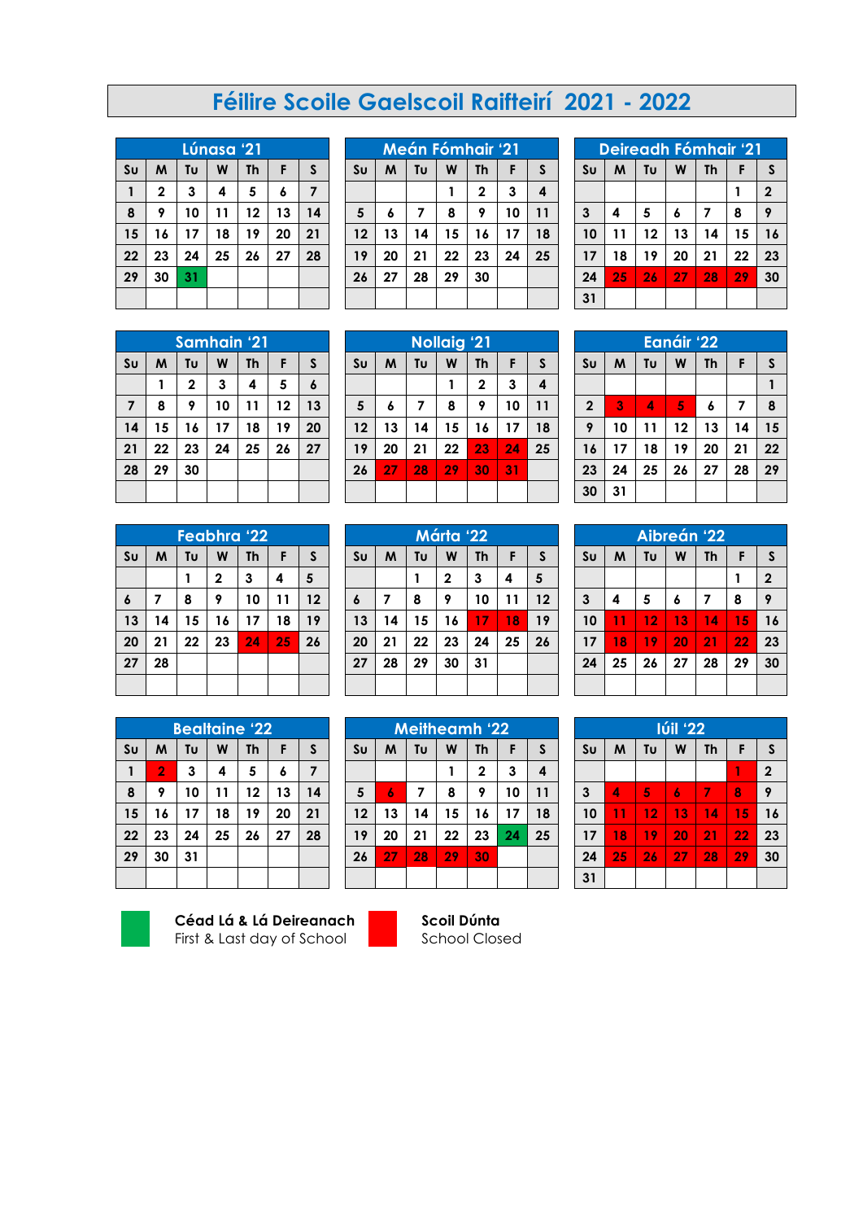# Féilire Scoile Gaelscoil Raifteirí 2021 - 2022

**Lúnasa '21**

| Su | M | Tu | W | Th | F | S |
|---|---|---|---|---|---|---|
| 1 | 2 | 3 | 4 | 5 | 6 | 7 |
| 8 | 9 | 10 | 11 | 12 | 13 | 14 |
| 15 | 16 | 17 | 18 | 19 | 20 | 21 |
| 22 | 23 | 24 | 25 | 26 | 27 | 28 |
| 29 | 30 | 31 | | | | |

**Meán Fómhair '21**

| Su | M | Tu | W | Th | F | S |
|---|---|---|---|---|---|---|
| | | | 1 | 2 | 3 | 4 |
| 5 | 6 | 7 | 8 | 9 | 10 | 11 |
| 12 | 13 | 14 | 15 | 16 | 17 | 18 |
| 19 | 20 | 21 | 22 | 23 | 24 | 25 |
| 26 | 27 | 28 | 29 | 30 | | |

**Deireadh Fómhair '21**

| Su | M | Tu | W | Th | F | S |
|---|---|---|---|---|---|---|
| | | | | | 1 | 2 |
| 3 | 4 | 5 | 6 | 7 | 8 | 9 |
| 10 | 11 | 12 | 13 | 14 | 15 | 16 |
| 17 | 18 | 19 | 20 | 21 | 22 | 23 |
| 24 | 25 | 26 | 27 | 28 | 29 | 30 |
| 31 | | | | | | |

**Samhain '21**

| Su | M | Tu | W | Th | F | S |
|---|---|---|---|---|---|---|
| | 1 | 2 | 3 | 4 | 5 | 6 |
| 7 | 8 | 9 | 10 | 11 | 12 | 13 |
| 14 | 15 | 16 | 17 | 18 | 19 | 20 |
| 21 | 22 | 23 | 24 | 25 | 26 | 27 |
| 28 | 29 | 30 | | | | |

**Nollaig '21**

| Su | M | Tu | W | Th | F | S |
|---|---|---|---|---|---|---|
| | | | 1 | 2 | 3 | 4 |
| 5 | 6 | 7 | 8 | 9 | 10 | 11 |
| 12 | 13 | 14 | 15 | 16 | 17 | 18 |
| 19 | 20 | 21 | 22 | 23 | 24 | 25 |
| 26 | 27 | 28 | 29 | 30 | 31 | |

**Eanáir '22**

| Su | M | Tu | W | Th | F | S |
|---|---|---|---|---|---|---|
| | | | | | | 1 |
| 2 | 3 | 4 | 5 | 6 | 7 | 8 |
| 9 | 10 | 11 | 12 | 13 | 14 | 15 |
| 16 | 17 | 18 | 19 | 20 | 21 | 22 |
| 23 | 24 | 25 | 26 | 27 | 28 | 29 |
| 30 | 31 | | | | | |

**Feabhra '22**

| Su | M | Tu | W | Th | F | S |
|---|---|---|---|---|---|---|
| | | 1 | 2 | 3 | 4 | 5 |
| 6 | 7 | 8 | 9 | 10 | 11 | 12 |
| 13 | 14 | 15 | 16 | 17 | 18 | 19 |
| 20 | 21 | 22 | 23 | 24 | 25 | 26 |
| 27 | 28 | | | | | |

**Márta '22**

| Su | M | Tu | W | Th | F | S |
|---|---|---|---|---|---|---|
| | | 1 | 2 | 3 | 4 | 5 |
| 6 | 7 | 8 | 9 | 10 | 11 | 12 |
| 13 | 14 | 15 | 16 | 17 | 18 | 19 |
| 20 | 21 | 22 | 23 | 24 | 25 | 26 |
| 27 | 28 | 29 | 30 | 31 | | |

**Aibreán '22**

| Su | M | Tu | W | Th | F | S |
|---|---|---|---|---|---|---|
| | | | | | 1 | 2 |
| 3 | 4 | 5 | 6 | 7 | 8 | 9 |
| 10 | 11 | 12 | 13 | 14 | 15 | 16 |
| 17 | 18 | 19 | 20 | 21 | 22 | 23 |
| 24 | 25 | 26 | 27 | 28 | 29 | 30 |

**Bealtaine '22**

| Su | M | Tu | W | Th | F | S |
|---|---|---|---|---|---|---|
| 1 | 2 | 3 | 4 | 5 | 6 | 7 |
| 8 | 9 | 10 | 11 | 12 | 13 | 14 |
| 15 | 16 | 17 | 18 | 19 | 20 | 21 |
| 22 | 23 | 24 | 25 | 26 | 27 | 28 |
| 29 | 30 | 31 | | | | |

**Meitheamh '22**

| Su | M | Tu | W | Th | F | S |
|---|---|---|---|---|---|---|
| | | | 1 | 2 | 3 | 4 |
| 5 | 6 | 7 | 8 | 9 | 10 | 11 |
| 12 | 13 | 14 | 15 | 16 | 17 | 18 |
| 19 | 20 | 21 | 22 | 23 | 24 | 25 |
| 26 | 27 | 28 | 29 | 30 | | |

**Iúil '22**

| Su | M | Tu | W | Th | F | S |
|---|---|---|---|---|---|---|
| | | | | | 1 | 2 |
| 3 | 4 | 5 | 6 | 7 | 8 | 9 |
| 10 | 11 | 12 | 13 | 14 | 15 | 16 |
| 17 | 18 | 19 | 20 | 21 | 22 | 23 |
| 24 | 25 | 26 | 27 | 28 | 29 | 30 |
| 31 | | | | | | |

**Céad Lá & Lá Deireanach**
First & Last day of School

**Scoil Dúnta**
School Closed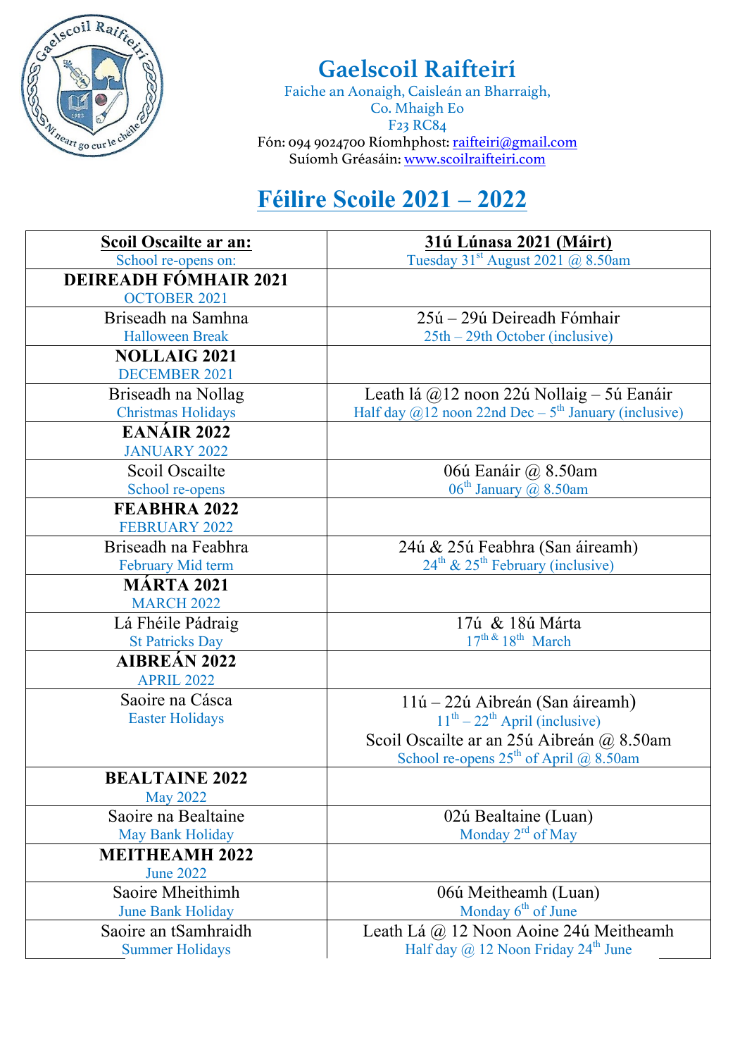# Gaelscoil Raifteirí

Faiche an Aonaigh, Caisleán an Bharraigh,
Co. Mhaigh Eo
F23 RC84
Fón: 094 9024700 Ríomhphost: raifteiri@gmail.com
Suíomh Gréasáin: www.scoilraifteiri.com

## Féilire Scoile 2021 – 2022

| **Scoil Oscailte ar an:** School re-opens on: | **31ú Lúnasa 2021 (Máirt)** Tuesday 31st August 2021 @ 8.50am |
|---|---|
| **DEIREADH FÓMHAIR 2021** OCTOBER 2021 | |
| Briseadh na Samhna Halloween Break | 25ú – 29ú Deireadh Fómhair 25th – 29th October (inclusive) |
| **NOLLAIG 2021** DECEMBER 2021 | |
| Briseadh na Nollag Christmas Holidays | Leath lá @12 noon 22ú Nollaig – 5ú Eanáir Half day @12 noon 22nd Dec – 5th January (inclusive) |
| **EANÁIR 2022** JANUARY 2022 | |
| Scoil Oscailte School re-opens | 06ú Eanáir @ 8.50am 06th January @ 8.50am |
| **FEABHRA 2022** FEBRUARY 2022 | |
| Briseadh na Feabhra February Mid term | 24ú & 25ú Feabhra (San áireamh) 24th & 25th February (inclusive) |
| **MÁRTA 2021** MARCH 2022 | |
| Lá Fhéile Pádraig St Patricks Day | 17ú & 18ú Márta 17th & 18th March |
| **AIBREÁN 2022** APRIL 2022 | |
| Saoire na Cásca Easter Holidays | 11ú – 22ú Aibreán (San áireamh) 11th – 22th April (inclusive) Scoil Oscailte ar an 25ú Aibreán @ 8.50am School re-opens 25th of April @ 8.50am |
| **BEALTAINE 2022** May 2022 | |
| Saoire na Bealtaine May Bank Holiday | 02ú Bealtaine (Luan) Monday 2rd of May |
| **MEITHEAMH 2022** June 2022 | |
| Saoire Mheithimh June Bank Holiday | 06ú Meitheamh (Luan) Monday 6th of June |
| Saoire an tSamhraidh Summer Holidays | Leath Lá @ 12 Noon Aoine 24ú Meitheamh Half day @ 12 Noon Friday 24th June |